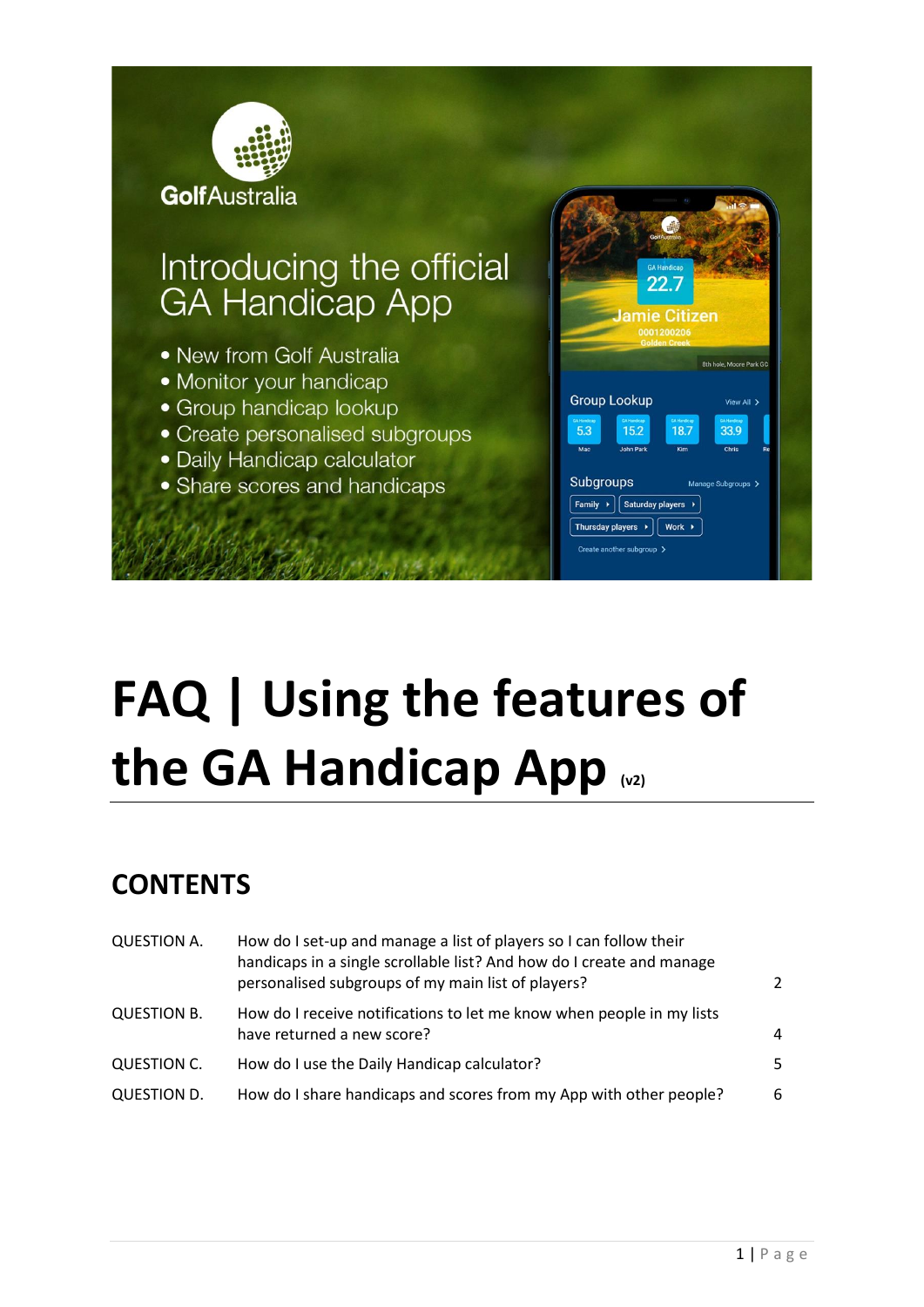GolfAustralia

Introducing the official GA Handicap App

- New from Golf Australia
- Monitor your handicap
- Group handicap lookup
- Create personalised subgroups
- Daily Handicap calculator
- Share scores and handicaps

# FAQ | Using the features of the GA Handicap App (v2)

## CONTENTS

| | | |
|---|---|---|
| QUESTION A. | How do I set-up and manage a list of players so I can follow their handicaps in a single scrollable list? And how do I create and manage personalised subgroups of my main list of players? | 2 |
| QUESTION B. | How do I receive notifications to let me know when people in my lists have returned a new score? | 4 |
| QUESTION C. | How do I use the Daily Handicap calculator? | 5 |
| QUESTION D. | How do I share handicaps and scores from my App with other people? | 6 |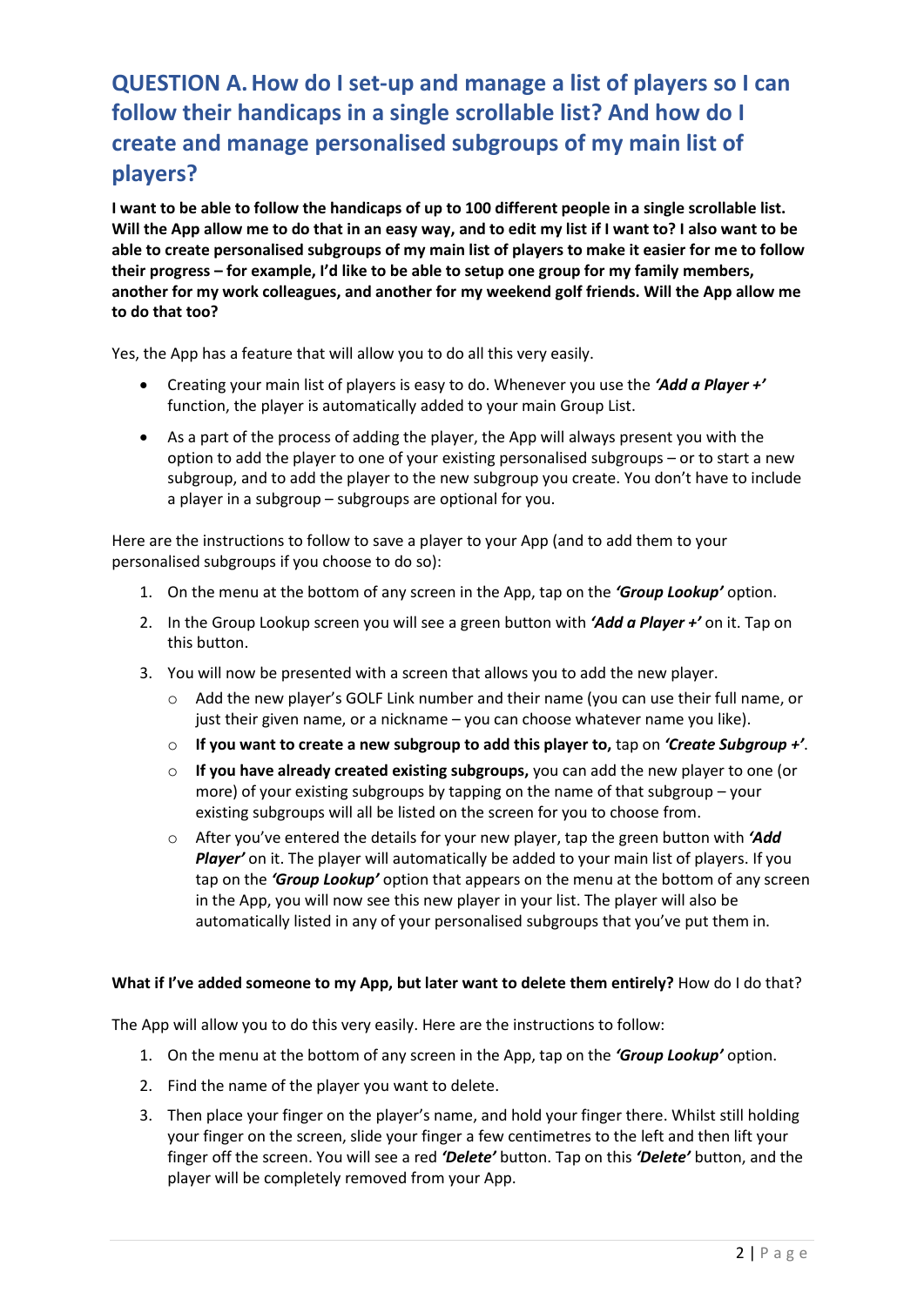## QUESTION A. How do I set-up and manage a list of players so I can follow their handicaps in a single scrollable list? And how do I create and manage personalised subgroups of my main list of players?

**I want to be able to follow the handicaps of up to 100 different people in a single scrollable list. Will the App allow me to do that in an easy way, and to edit my list if I want to? I also want to be able to create personalised subgroups of my main list of players to make it easier for me to follow their progress – for example, I'd like to be able to setup one group for my family members, another for my work colleagues, and another for my weekend golf friends. Will the App allow me to do that too?**

Yes, the App has a feature that will allow you to do all this very easily.

- Creating your main list of players is easy to do. Whenever you use the ***'Add a Player +'*** function, the player is automatically added to your main Group List.
- As a part of the process of adding the player, the App will always present you with the option to add the player to one of your existing personalised subgroups – or to start a new subgroup, and to add the player to the new subgroup you create. You don't have to include a player in a subgroup – subgroups are optional for you.

Here are the instructions to follow to save a player to your App (and to add them to your personalised subgroups if you choose to do so):

1. On the menu at the bottom of any screen in the App, tap on the ***'Group Lookup'*** option.
2. In the Group Lookup screen you will see a green button with ***'Add a Player +'*** on it. Tap on this button.
3. You will now be presented with a screen that allows you to add the new player.
   - Add the new player's GOLF Link number and their name (you can use their full name, or just their given name, or a nickname – you can choose whatever name you like).
   - **If you want to create a new subgroup to add this player to,** tap on ***'Create Subgroup +'***.
   - **If you have already created existing subgroups,** you can add the new player to one (or more) of your existing subgroups by tapping on the name of that subgroup – your existing subgroups will all be listed on the screen for you to choose from.
   - After you've entered the details for your new player, tap the green button with ***'Add Player'*** on it. The player will automatically be added to your main list of players. If you tap on the ***'Group Lookup'*** option that appears on the menu at the bottom of any screen in the App, you will now see this new player in your list. The player will also be automatically listed in any of your personalised subgroups that you've put them in.

**What if I've added someone to my App, but later want to delete them entirely?** How do I do that?

The App will allow you to do this very easily. Here are the instructions to follow:

1. On the menu at the bottom of any screen in the App, tap on the ***'Group Lookup'*** option.
2. Find the name of the player you want to delete.
3. Then place your finger on the player's name, and hold your finger there. Whilst still holding your finger on the screen, slide your finger a few centimetres to the left and then lift your finger off the screen. You will see a red ***'Delete'*** button. Tap on this ***'Delete'*** button, and the player will be completely removed from your App.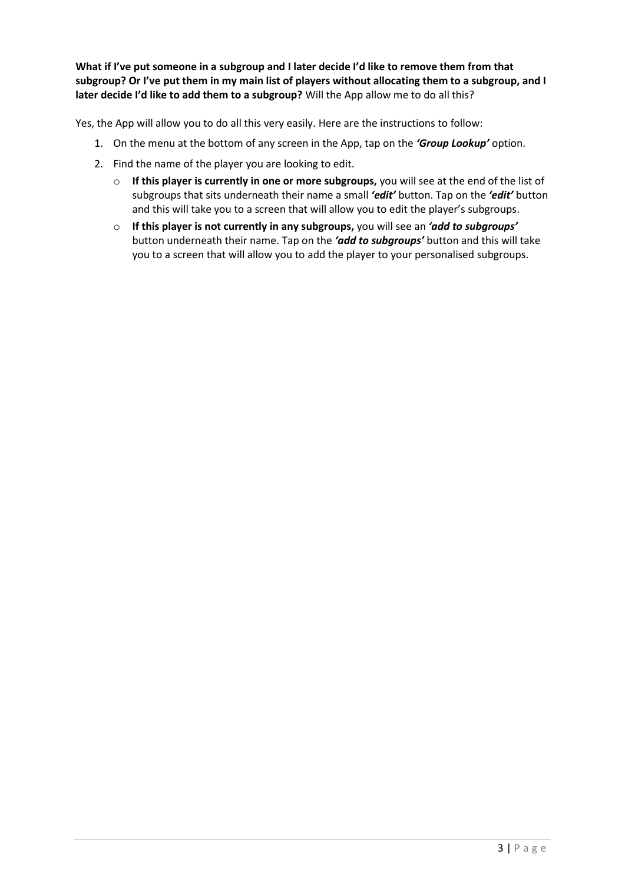**What if I've put someone in a subgroup and I later decide I'd like to remove them from that subgroup? Or I've put them in my main list of players without allocating them to a subgroup, and I later decide I'd like to add them to a subgroup?** Will the App allow me to do all this?

Yes, the App will allow you to do all this very easily. Here are the instructions to follow:

1. On the menu at the bottom of any screen in the App, tap on the ***'Group Lookup'*** option.
2. Find the name of the player you are looking to edit.
   - **If this player is currently in one or more subgroups,** you will see at the end of the list of subgroups that sits underneath their name a small ***'edit'*** button. Tap on the ***'edit'*** button and this will take you to a screen that will allow you to edit the player's subgroups.
   - **If this player is not currently in any subgroups,** you will see an ***'add to subgroups'*** button underneath their name. Tap on the ***'add to subgroups'*** button and this will take you to a screen that will allow you to add the player to your personalised subgroups.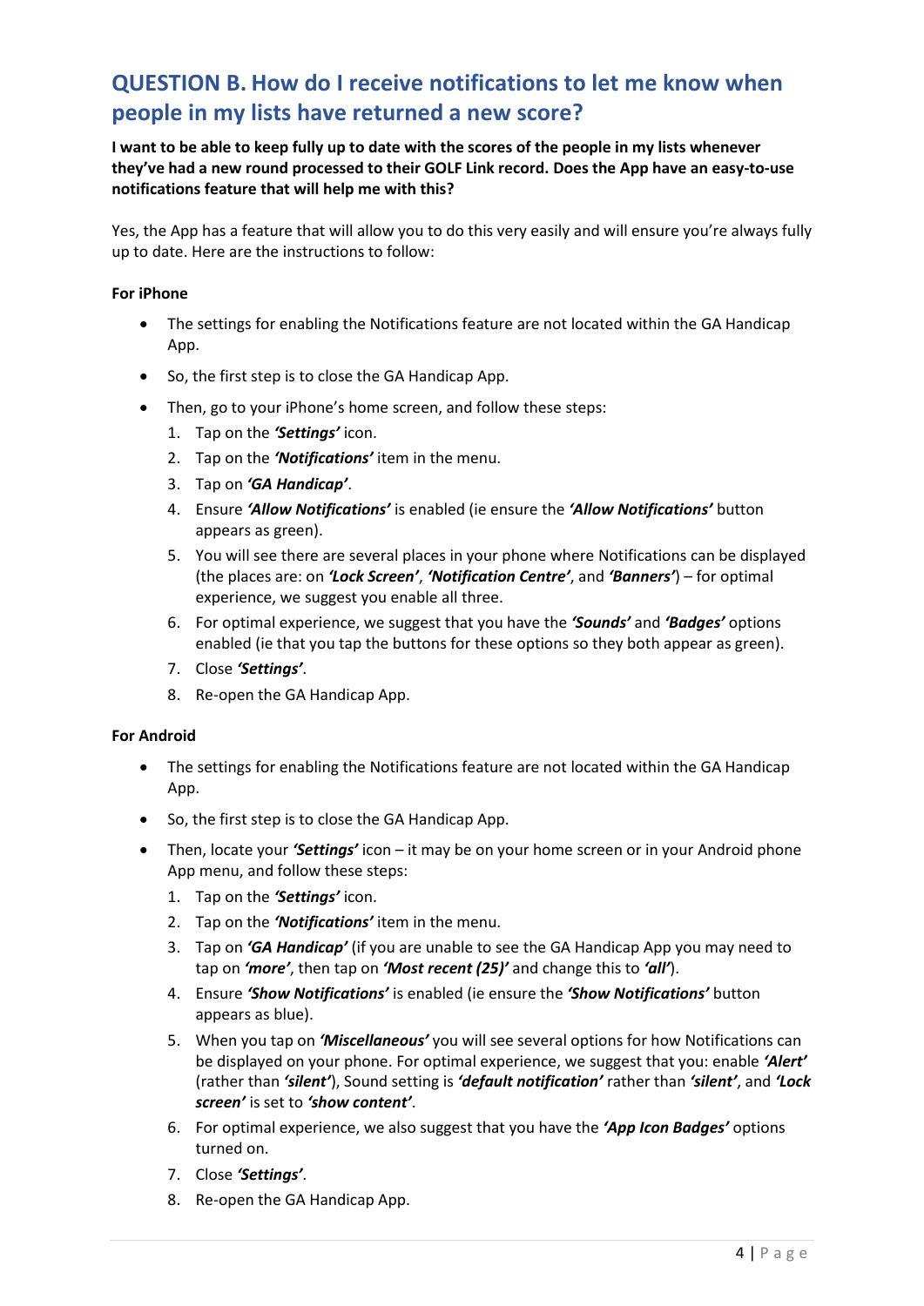## QUESTION B. How do I receive notifications to let me know when people in my lists have returned a new score?

**I want to be able to keep fully up to date with the scores of the people in my lists whenever they've had a new round processed to their GOLF Link record. Does the App have an easy-to-use notifications feature that will help me with this?**

Yes, the App has a feature that will allow you to do this very easily and will ensure you're always fully up to date. Here are the instructions to follow:

**For iPhone**

- The settings for enabling the Notifications feature are not located within the GA Handicap App.
- So, the first step is to close the GA Handicap App.
- Then, go to your iPhone's home screen, and follow these steps:
  1. Tap on the ***'Settings'*** icon.
  2. Tap on the ***'Notifications'*** item in the menu.
  3. Tap on ***'GA Handicap'***.
  4. Ensure ***'Allow Notifications'*** is enabled (ie ensure the ***'Allow Notifications'*** button appears as green).
  5. You will see there are several places in your phone where Notifications can be displayed (the places are: on ***'Lock Screen'***, ***'Notification Centre'***, and ***'Banners'***) – for optimal experience, we suggest you enable all three.
  6. For optimal experience, we suggest that you have the ***'Sounds'*** and ***'Badges'*** options enabled (ie that you tap the buttons for these options so they both appear as green).
  7. Close ***'Settings'***.
  8. Re-open the GA Handicap App.

**For Android**

- The settings for enabling the Notifications feature are not located within the GA Handicap App.
- So, the first step is to close the GA Handicap App.
- Then, locate your ***'Settings'*** icon – it may be on your home screen or in your Android phone App menu, and follow these steps:
  1. Tap on the ***'Settings'*** icon.
  2. Tap on the ***'Notifications'*** item in the menu.
  3. Tap on ***'GA Handicap'*** (if you are unable to see the GA Handicap App you may need to tap on ***'more'***, then tap on ***'Most recent (25)'*** and change this to ***'all'***).
  4. Ensure ***'Show Notifications'*** is enabled (ie ensure the ***'Show Notifications'*** button appears as blue).
  5. When you tap on ***'Miscellaneous'*** you will see several options for how Notifications can be displayed on your phone. For optimal experience, we suggest that you: enable ***'Alert'*** (rather than ***'silent'***), Sound setting is ***'default notification'*** rather than ***'silent'***, and ***'Lock screen'*** is set to ***'show content'***.
  6. For optimal experience, we also suggest that you have the ***'App Icon Badges'*** options turned on.
  7. Close ***'Settings'***.
  8. Re-open the GA Handicap App.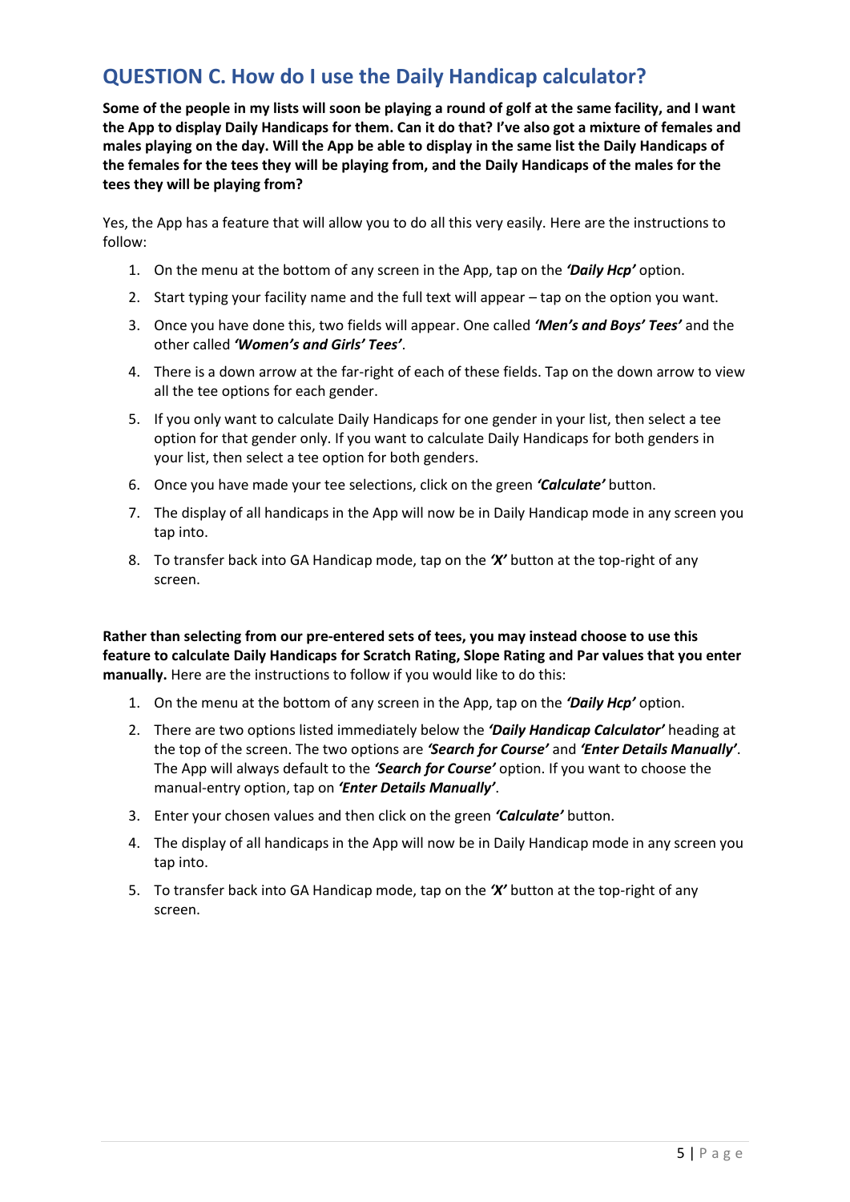## QUESTION C. How do I use the Daily Handicap calculator?

**Some of the people in my lists will soon be playing a round of golf at the same facility, and I want the App to display Daily Handicaps for them. Can it do that? I've also got a mixture of females and males playing on the day. Will the App be able to display in the same list the Daily Handicaps of the females for the tees they will be playing from, and the Daily Handicaps of the males for the tees they will be playing from?**

Yes, the App has a feature that will allow you to do all this very easily. Here are the instructions to follow:

1. On the menu at the bottom of any screen in the App, tap on the ***'Daily Hcp'*** option.
2. Start typing your facility name and the full text will appear – tap on the option you want.
3. Once you have done this, two fields will appear. One called ***'Men's and Boys' Tees'*** and the other called ***'Women's and Girls' Tees'***.
4. There is a down arrow at the far-right of each of these fields. Tap on the down arrow to view all the tee options for each gender.
5. If you only want to calculate Daily Handicaps for one gender in your list, then select a tee option for that gender only. If you want to calculate Daily Handicaps for both genders in your list, then select a tee option for both genders.
6. Once you have made your tee selections, click on the green ***'Calculate'*** button.
7. The display of all handicaps in the App will now be in Daily Handicap mode in any screen you tap into.
8. To transfer back into GA Handicap mode, tap on the ***'X'*** button at the top-right of any screen.

**Rather than selecting from our pre-entered sets of tees, you may instead choose to use this feature to calculate Daily Handicaps for Scratch Rating, Slope Rating and Par values that you enter manually.** Here are the instructions to follow if you would like to do this:

1. On the menu at the bottom of any screen in the App, tap on the ***'Daily Hcp'*** option.
2. There are two options listed immediately below the ***'Daily Handicap Calculator'*** heading at the top of the screen. The two options are ***'Search for Course'*** and ***'Enter Details Manually'***. The App will always default to the ***'Search for Course'*** option. If you want to choose the manual-entry option, tap on ***'Enter Details Manually'***.
3. Enter your chosen values and then click on the green ***'Calculate'*** button.
4. The display of all handicaps in the App will now be in Daily Handicap mode in any screen you tap into.
5. To transfer back into GA Handicap mode, tap on the ***'X'*** button at the top-right of any screen.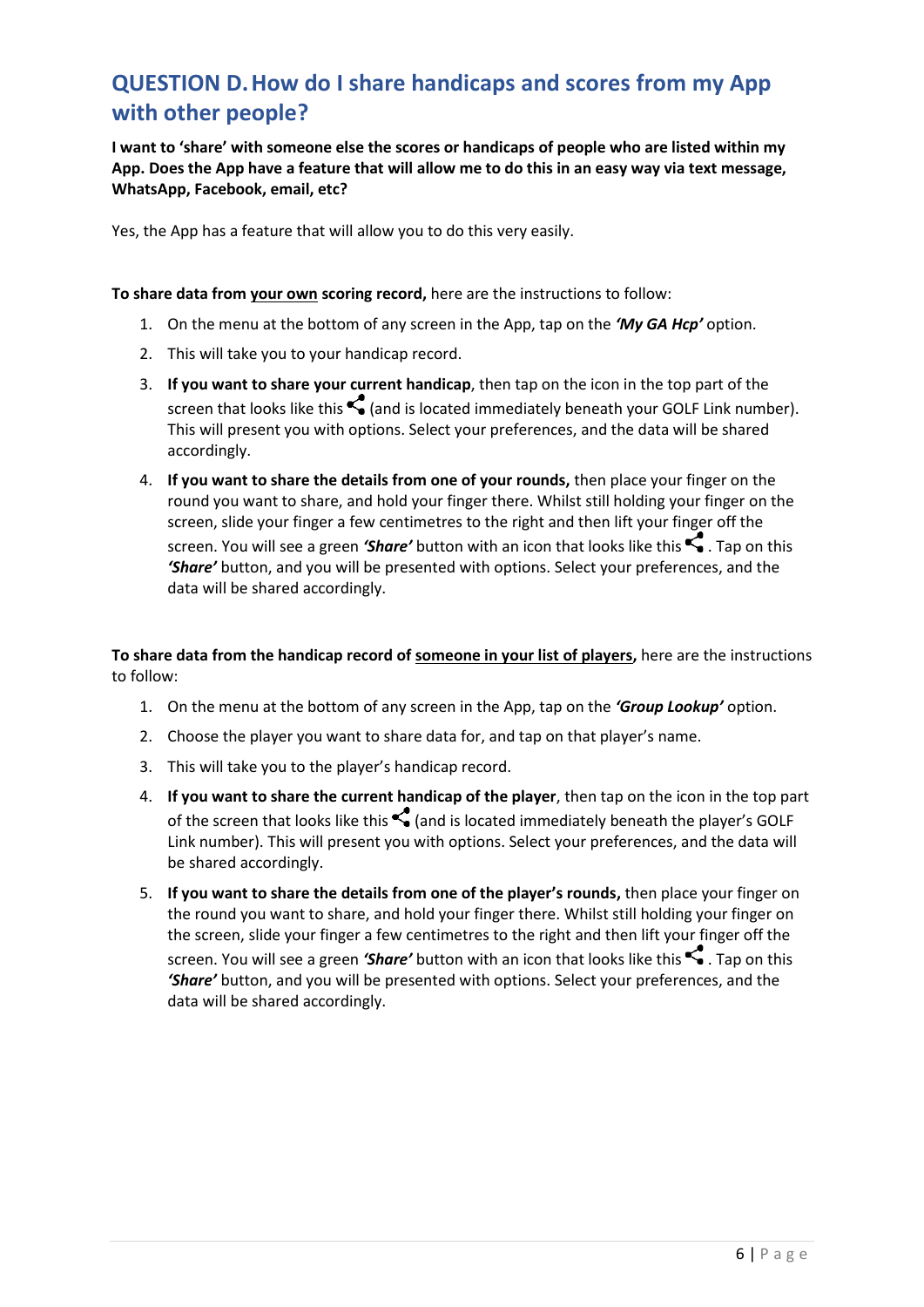## QUESTION D. How do I share handicaps and scores from my App with other people?

**I want to 'share' with someone else the scores or handicaps of people who are listed within my App. Does the App have a feature that will allow me to do this in an easy way via text message, WhatsApp, Facebook, email, etc?**

Yes, the App has a feature that will allow you to do this very easily.

**To share data from <u>your own</u> scoring record,** here are the instructions to follow:

1. On the menu at the bottom of any screen in the App, tap on the ***'My GA Hcp'*** option.
2. This will take you to your handicap record.
3. **If you want to share your current handicap**, then tap on the icon in the top part of the screen that looks like this (and is located immediately beneath your GOLF Link number). This will present you with options. Select your preferences, and the data will be shared accordingly.
4. **If you want to share the details from one of your rounds,** then place your finger on the round you want to share, and hold your finger there. Whilst still holding your finger on the screen, slide your finger a few centimetres to the right and then lift your finger off the screen. You will see a green ***'Share'*** button with an icon that looks like this. Tap on this ***'Share'*** button, and you will be presented with options. Select your preferences, and the data will be shared accordingly.

**To share data from the handicap record of <u>someone in your list of players</u>,** here are the instructions to follow:

1. On the menu at the bottom of any screen in the App, tap on the ***'Group Lookup'*** option.
2. Choose the player you want to share data for, and tap on that player's name.
3. This will take you to the player's handicap record.
4. **If you want to share the current handicap of the player**, then tap on the icon in the top part of the screen that looks like this (and is located immediately beneath the player's GOLF Link number). This will present you with options. Select your preferences, and the data will be shared accordingly.
5. **If you want to share the details from one of the player's rounds,** then place your finger on the round you want to share, and hold your finger there. Whilst still holding your finger on the screen, slide your finger a few centimetres to the right and then lift your finger off the screen. You will see a green ***'Share'*** button with an icon that looks like this. Tap on this ***'Share'*** button, and you will be presented with options. Select your preferences, and the data will be shared accordingly.